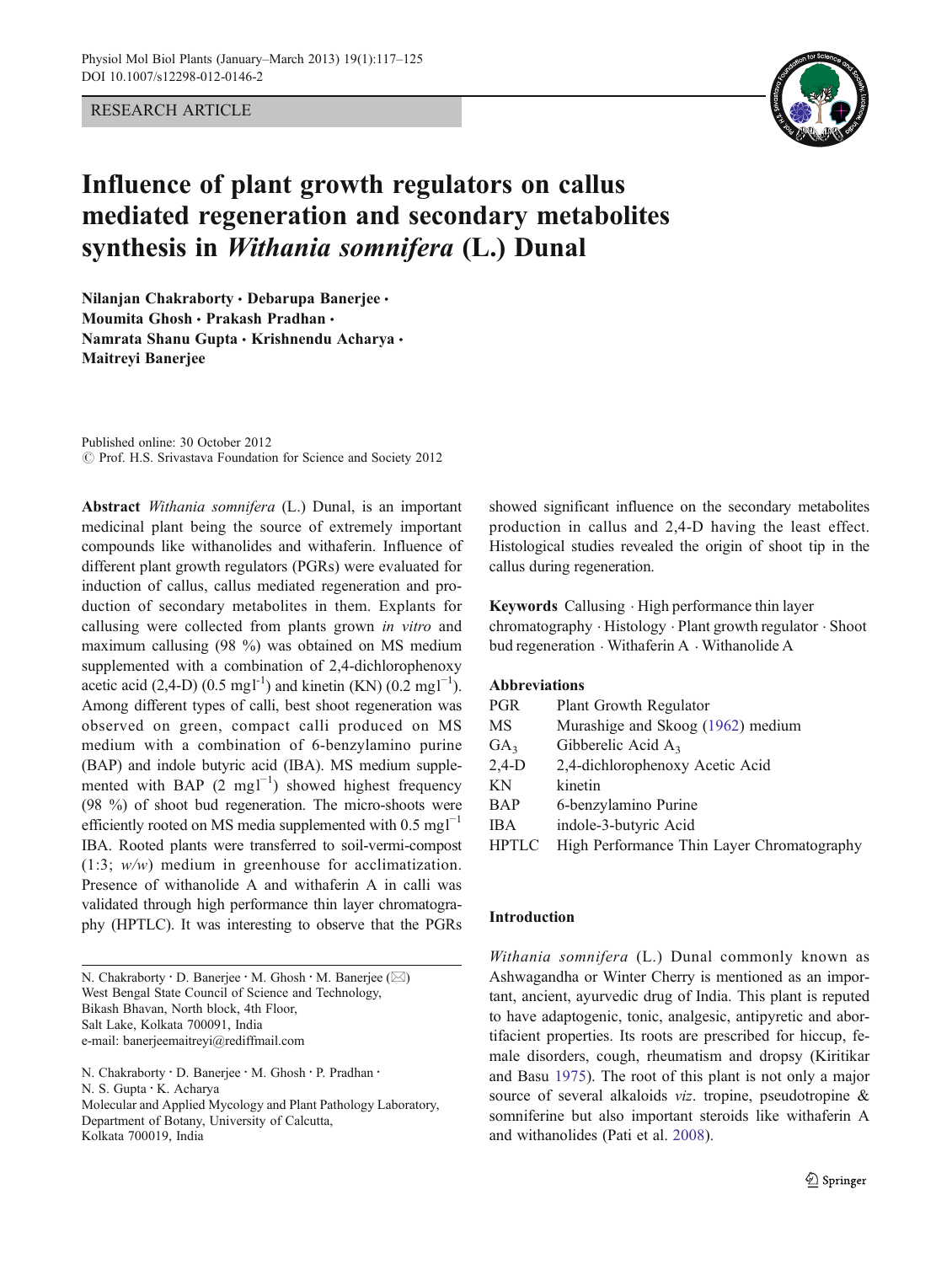RESEARCH ARTICLE

# Influence of plant growth regulators on callus mediated regeneration and secondary metabolites synthesis in *Withania somnifera* (L.) Dunal

**Nilanjan Chakraborty · Debarupa Banerjee · Moumita Ghosh · Prakash Pradhan · Namrata Shanu Gupta · Krishnendu Acharya · Maitreyi Banerjee**

Published online: 30 October 2012
© Prof. H.S. Srivastava Foundation for Science and Society 2012

**Abstract** *Withania somnifera* (L.) Dunal, is an important medicinal plant being the source of extremely important compounds like withanolides and withaferin. Influence of different plant growth regulators (PGRs) were evaluated for induction of callus, callus mediated regeneration and production of secondary metabolites in them. Explants for callusing were collected from plants grown *in vitro* and maximum callusing (98 %) was obtained on MS medium supplemented with a combination of 2,4-dichlorophenoxy acetic acid (2,4-D) (0.5 $mgl^{-1}$) and kinetin (KN) (0.2 $mgl^{-1}$). Among different types of calli, best shoot regeneration was observed on green, compact calli produced on MS medium with a combination of 6-benzylamino purine (BAP) and indole butyric acid (IBA). MS medium supplemented with BAP (2 $mgl^{-1}$) showed highest frequency (98 %) of shoot bud regeneration. The micro-shoots were efficiently rooted on MS media supplemented with 0.5 $mgl^{-1}$ IBA. Rooted plants were transferred to soil-vermi-compost (1:3; *w/w*) medium in greenhouse for acclimatization. Presence of withanolide A and withaferin A in calli was validated through high performance thin layer chromatography (HPTLC). It was interesting to observe that the PGRs showed significant influence on the secondary metabolites production in callus and 2,4-D having the least effect. Histological studies revealed the origin of shoot tip in the callus during regeneration.

**Keywords** Callusing · High performance thin layer chromatography · Histology · Plant growth regulator · Shoot bud regeneration · Withaferin A · Withanolide A

**Abbreviations**

| | |
|---|---|
| PGR | Plant Growth Regulator |
| MS | Murashige and Skoog (1962) medium |
| $GA_3$ | Gibberelic Acid $A_3$ |
| 2,4-D | 2,4-dichlorophenoxy Acetic Acid |
| KN | kinetin |
| BAP | 6-benzylamino Purine |
| IBA | indole-3-butyric Acid |
| HPTLC | High Performance Thin Layer Chromatography |

N. Chakraborty · D. Banerjee · M. Ghosh · M. Banerjee (✉)
West Bengal State Council of Science and Technology,
Bikash Bhavan, North block, 4th Floor,
Salt Lake, Kolkata 700091, India
e-mail: banerjeemaitreyi@rediffmail.com

N. Chakraborty · D. Banerjee · M. Ghosh · P. Pradhan ·
N. S. Gupta · K. Acharya
Molecular and Applied Mycology and Plant Pathology Laboratory,
Department of Botany, University of Calcutta,
Kolkata 700019, India

## Introduction

*Withania somnifera* (L.) Dunal commonly known as Ashwagandha or Winter Cherry is mentioned as an important, ancient, ayurvedic drug of India. This plant is reputed to have adaptogenic, tonic, analgesic, antipyretic and abortifacient properties. Its roots are prescribed for hiccup, female disorders, cough, rheumatism and dropsy (Kiritikar and Basu 1975). The root of this plant is not only a major source of several alkaloids *viz*. tropine, pseudotropine & somniferine but also important steroids like withaferin A and withanolides (Pati et al. 2008).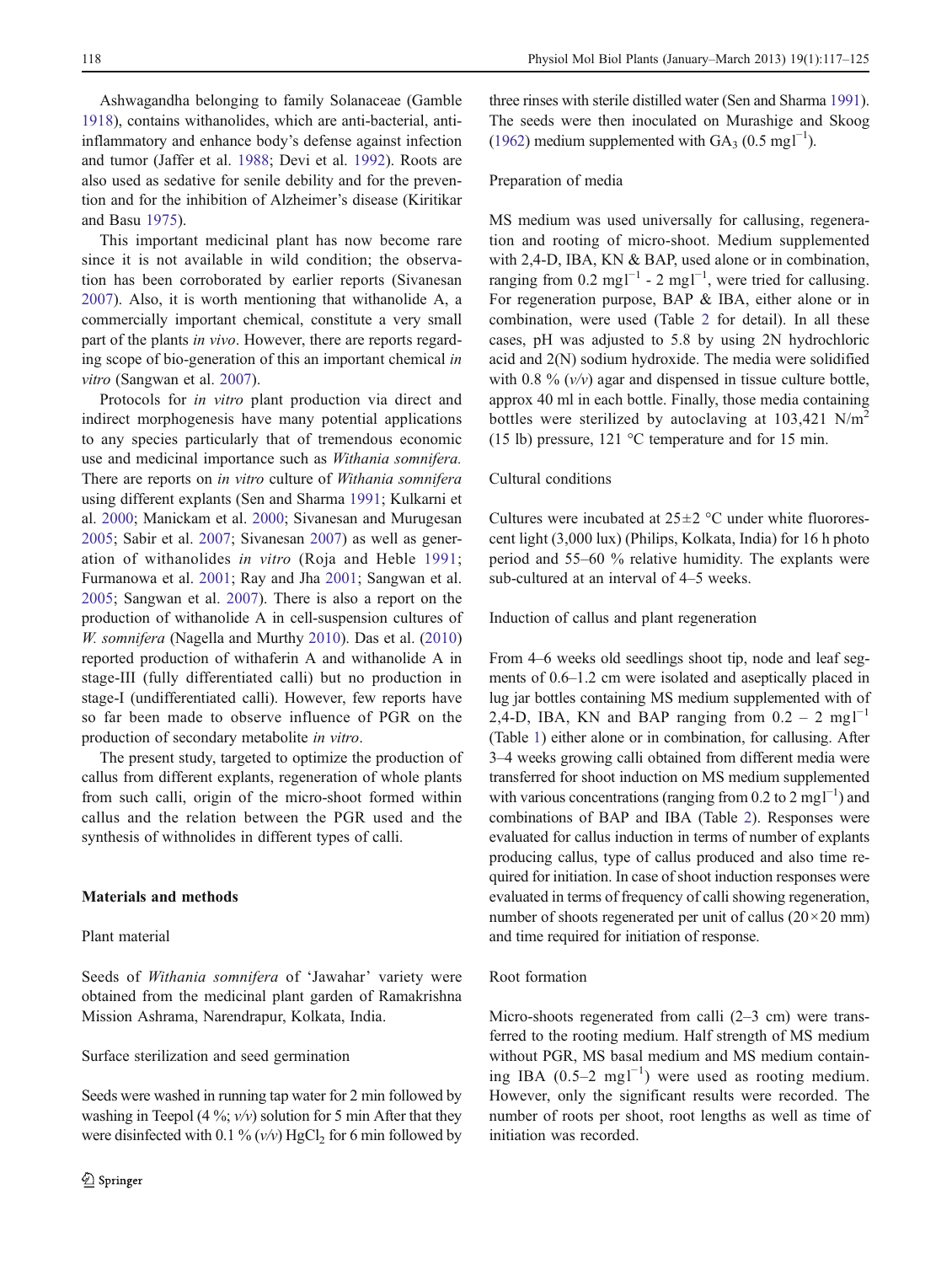Ashwagandha belonging to family Solanaceae (Gamble 1918), contains withanolides, which are anti-bacterial, anti-inflammatory and enhance body's defense against infection and tumor (Jaffer et al. 1988; Devi et al. 1992). Roots are also used as sedative for senile debility and for the prevention and for the inhibition of Alzheimer's disease (Kiritikar and Basu 1975).

This important medicinal plant has now become rare since it is not available in wild condition; the observation has been corroborated by earlier reports (Sivanesan 2007). Also, it is worth mentioning that withanolide A, a commercially important chemical, constitute a very small part of the plants *in vivo*. However, there are reports regarding scope of bio-generation of this an important chemical *in vitro* (Sangwan et al. 2007).

Protocols for *in vitro* plant production via direct and indirect morphogenesis have many potential applications to any species particularly that of tremendous economic use and medicinal importance such as *Withania somnifera.* There are reports on *in vitro* culture of *Withania somnifera* using different explants (Sen and Sharma 1991; Kulkarni et al. 2000; Manickam et al. 2000; Sivanesan and Murugesan 2005; Sabir et al. 2007; Sivanesan 2007) as well as generation of withanolides *in vitro* (Roja and Heble 1991; Furmanowa et al. 2001; Ray and Jha 2001; Sangwan et al. 2005; Sangwan et al. 2007). There is also a report on the production of withanolide A in cell-suspension cultures of *W. somnifera* (Nagella and Murthy 2010). Das et al. (2010) reported production of withaferin A and withanolide A in stage-III (fully differentiated calli) but no production in stage-I (undifferentiated calli). However, few reports have so far been made to observe influence of PGR on the production of secondary metabolite *in vitro*.

The present study, targeted to optimize the production of callus from different explants, regeneration of whole plants from such calli, origin of the micro-shoot formed within callus and the relation between the PGR used and the synthesis of withnolides in different types of calli.

## Materials and methods

### Plant material

Seeds of *Withania somnifera* of 'Jawahar' variety were obtained from the medicinal plant garden of Ramakrishna Mission Ashrama, Narendrapur, Kolkata, India.

### Surface sterilization and seed germination

Seeds were washed in running tap water for 2 min followed by washing in Teepol (4 %; *v/v*) solution for 5 min After that they were disinfected with 0.1 % (*v/v*) $HgCl_2$ for 6 min followed by three rinses with sterile distilled water (Sen and Sharma 1991). The seeds were then inoculated on Murashige and Skoog (1962) medium supplemented with $GA_3$ (0.5 $mgl^{-1}$).

### Preparation of media

MS medium was used universally for callusing, regeneration and rooting of micro-shoot. Medium supplemented with 2,4-D, IBA, KN & BAP, used alone or in combination, ranging from 0.2 $mgl^{-1}$ - 2 $mgl^{-1}$, were tried for callusing. For regeneration purpose, BAP & IBA, either alone or in combination, were used (Table 2 for detail). In all these cases, pH was adjusted to 5.8 by using 2N hydrochloric acid and 2(N) sodium hydroxide. The media were solidified with 0.8 % (*v/v*) agar and dispensed in tissue culture bottle, approx 40 ml in each bottle. Finally, those media containing bottles were sterilized by autoclaving at 103,421 $N/m^2$ (15 lb) pressure, 121 °C temperature and for 15 min.

### Cultural conditions

Cultures were incubated at 25±2 °C under white fluororescent light (3,000 lux) (Philips, Kolkata, India) for 16 h photo period and 55–60 % relative humidity. The explants were sub-cultured at an interval of 4–5 weeks.

### Induction of callus and plant regeneration

From 4–6 weeks old seedlings shoot tip, node and leaf segments of 0.6–1.2 cm were isolated and aseptically placed in lug jar bottles containing MS medium supplemented with of 2,4-D, IBA, KN and BAP ranging from 0.2 – 2 $mgl^{-1}$ (Table 1) either alone or in combination, for callusing. After 3–4 weeks growing calli obtained from different media were transferred for shoot induction on MS medium supplemented with various concentrations (ranging from 0.2 to 2 $mgl^{-1}$) and combinations of BAP and IBA (Table 2). Responses were evaluated for callus induction in terms of number of explants producing callus, type of callus produced and also time required for initiation. In case of shoot induction responses were evaluated in terms of frequency of calli showing regeneration, number of shoots regenerated per unit of callus (20×20 mm) and time required for initiation of response.

### Root formation

Micro-shoots regenerated from calli (2–3 cm) were transferred to the rooting medium. Half strength of MS medium without PGR, MS basal medium and MS medium containing IBA (0.5–2 $mgl^{-1}$) were used as rooting medium. However, only the significant results were recorded. The number of roots per shoot, root lengths as well as time of initiation was recorded.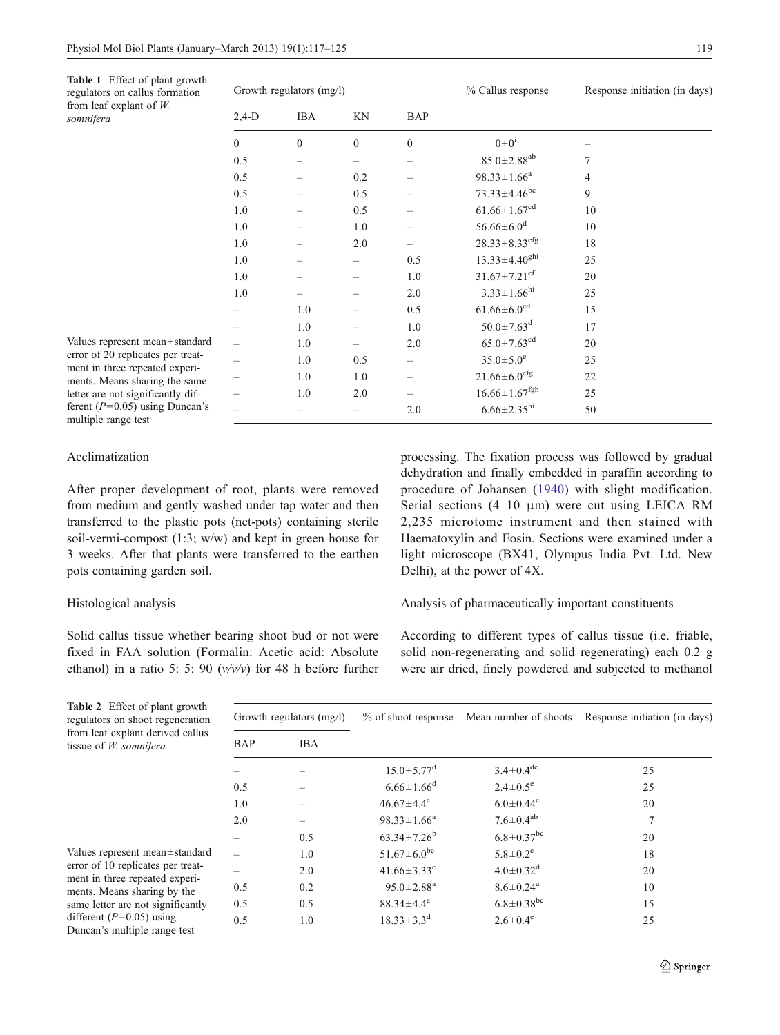**Table 1** Effect of plant growth regulators on callus formation from leaf explant of *W. somnifera*

| Growth regulators (mg/l) | | | | % Callus response | Response initiation (in days) |
|---|---|---|---|---|---|
| 2,4-D | IBA | KN | BAP | | |
| 0 | 0 | 0 | 0 | $0\pm0^{i}$ | – |
| 0.5 | – | – | – | $85.0\pm2.88^{ab}$ | 7 |
| 0.5 | – | 0.2 | – | $98.33\pm1.66^{a}$ | 4 |
| 0.5 | – | 0.5 | – | $73.33\pm4.46^{bc}$ | 9 |
| 1.0 | – | 0.5 | – | $61.66\pm1.67^{cd}$ | 10 |
| 1.0 | – | 1.0 | – | $56.66\pm6.0^{d}$ | 10 |
| 1.0 | – | 2.0 | – | $28.33\pm8.33^{efg}$ | 18 |
| 1.0 | – | – | 0.5 | $13.33\pm4.40^{ghi}$ | 25 |
| 1.0 | – | – | 1.0 | $31.67\pm7.21^{ef}$ | 20 |
| 1.0 | – | – | 2.0 | $3.33\pm1.66^{hi}$ | 25 |
| – | 1.0 | – | 0.5 | $61.66\pm6.0^{cd}$ | 15 |
| – | 1.0 | – | 1.0 | $50.0\pm7.63^{d}$ | 17 |
| – | 1.0 | – | 2.0 | $65.0\pm7.63^{cd}$ | 20 |
| – | 1.0 | 0.5 | – | $35.0\pm5.0^{e}$ | 25 |
| – | 1.0 | 1.0 | – | $21.66\pm6.0^{efg}$ | 22 |
| – | 1.0 | 2.0 | – | $16.66\pm1.67^{fgh}$ | 25 |
| – | – | – | 2.0 | $6.66\pm2.35^{hi}$ | 50 |

Values represent mean±standard error of 20 replicates per treatment in three repeated experiments. Means sharing the same letter are not significantly different ($P=0.05$) using Duncan's multiple range test

### Acclimatization

After proper development of root, plants were removed from medium and gently washed under tap water and then transferred to the plastic pots (net-pots) containing sterile soil-vermi-compost (1:3; w/w) and kept in green house for 3 weeks. After that plants were transferred to the earthen pots containing garden soil.

### Histological analysis

Solid callus tissue whether bearing shoot bud or not were fixed in FAA solution (Formalin: Acetic acid: Absolute ethanol) in a ratio 5: 5: 90 (*v/v/v*) for 48 h before further processing. The fixation process was followed by gradual dehydration and finally embedded in paraffin according to procedure of Johansen (1940) with slight modification. Serial sections (4–10 μm) were cut using LEICA RM 2,235 microtome instrument and then stained with Haematoxylin and Eosin. Sections were examined under a light microscope (BX41, Olympus India Pvt. Ltd. New Delhi), at the power of 4X.

### Analysis of pharmaceutically important constituents

According to different types of callus tissue (i.e. friable, solid non-regenerating and solid regenerating) each 0.2 g were air dried, finely powdered and subjected to methanol

**Table 2** Effect of plant growth regulators on shoot regeneration from leaf explant derived callus tissue of *W. somnifera*

| Growth regulators (mg/l) | | % of shoot response | Mean number of shoots | Response initiation (in days) |
|---|---|---|---|---|
| BAP | IBA | | | |
| – | – | $15.0\pm5.77^{d}$ | $3.4\pm0.4^{dc}$ | 25 |
| 0.5 | – | $6.66\pm1.66^{d}$ | $2.4\pm0.5^{e}$ | 25 |
| 1.0 | – | $46.67\pm4.4^{c}$ | $6.0\pm0.44^{c}$ | 20 |
| 2.0 | – | $98.33\pm1.66^{a}$ | $7.6\pm0.4^{ab}$ | 7 |
| – | 0.5 | $63.34\pm7.26^{b}$ | $6.8\pm0.37^{bc}$ | 20 |
| – | 1.0 | $51.67\pm6.0^{bc}$ | $5.8\pm0.2^{c}$ | 18 |
| – | 2.0 | $41.66\pm3.33^{c}$ | $4.0\pm0.32^{d}$ | 20 |
| 0.5 | 0.2 | $95.0\pm2.88^{a}$ | $8.6\pm0.24^{a}$ | 10 |
| 0.5 | 0.5 | $88.34\pm4.4^{a}$ | $6.8\pm0.38^{bc}$ | 15 |
| 0.5 | 1.0 | $18.33\pm3.3^{d}$ | $2.6\pm0.4^{e}$ | 25 |

Values represent mean±standard error of 10 replicates per treatment in three repeated experiments. Means sharing by the same letter are not significantly different ($P=0.05$) using Duncan's multiple range test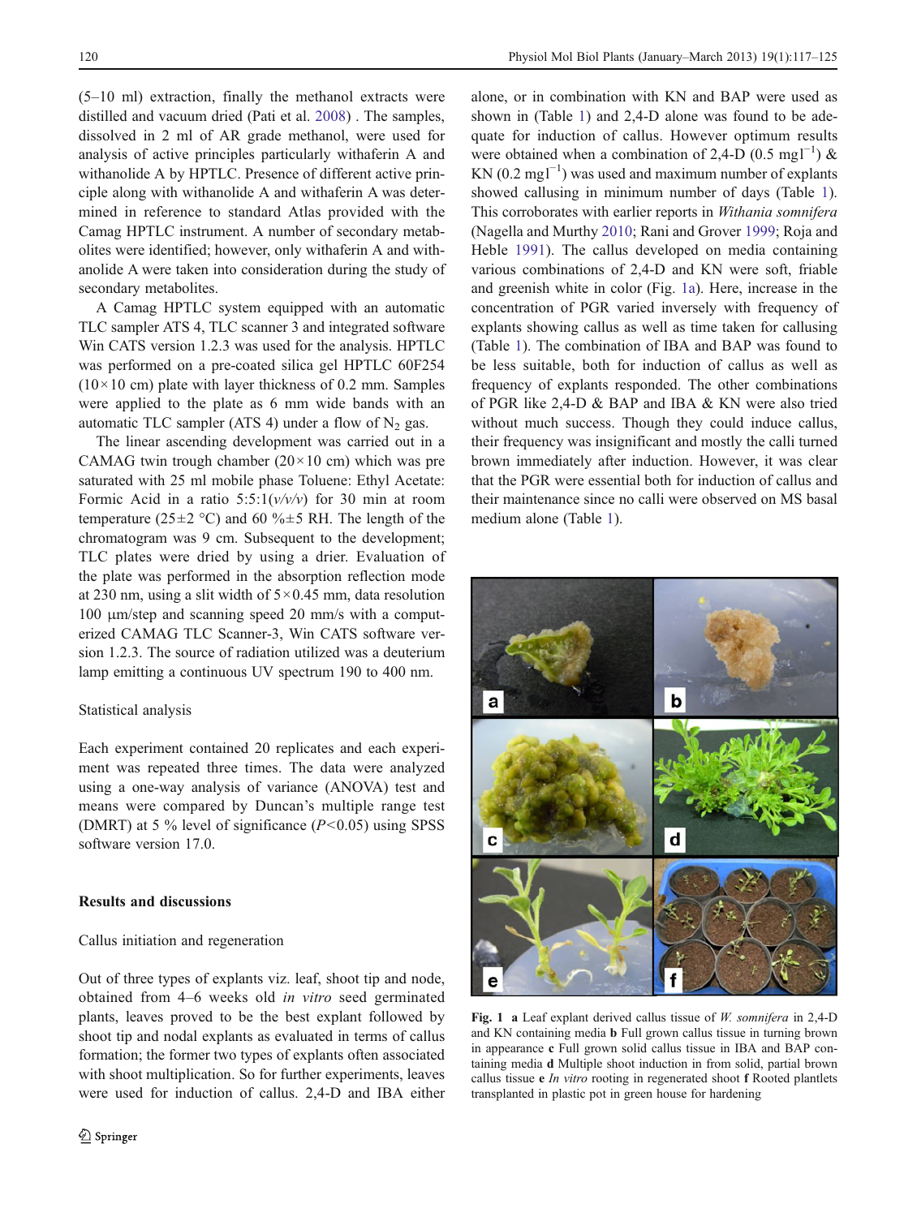(5–10 ml) extraction, finally the methanol extracts were distilled and vacuum dried (Pati et al. 2008) . The samples, dissolved in 2 ml of AR grade methanol, were used for analysis of active principles particularly withaferin A and withanolide A by HPTLC. Presence of different active principle along with withanolide A and withaferin A was determined in reference to standard Atlas provided with the Camag HPTLC instrument. A number of secondary metabolites were identified; however, only withaferin A and withanolide A were taken into consideration during the study of secondary metabolites.

A Camag HPTLC system equipped with an automatic TLC sampler ATS 4, TLC scanner 3 and integrated software Win CATS version 1.2.3 was used for the analysis. HPTLC was performed on a pre-coated silica gel HPTLC 60F254 (10×10 cm) plate with layer thickness of 0.2 mm. Samples were applied to the plate as 6 mm wide bands with an automatic TLC sampler (ATS 4) under a flow of $N_2$ gas.

The linear ascending development was carried out in a CAMAG twin trough chamber (20×10 cm) which was pre saturated with 25 ml mobile phase Toluene: Ethyl Acetate: Formic Acid in a ratio 5:5:1(*v/v/v*) for 30 min at room temperature (25±2 °C) and 60 %±5 RH. The length of the chromatogram was 9 cm. Subsequent to the development; TLC plates were dried by using a drier. Evaluation of the plate was performed in the absorption reflection mode at 230 nm, using a slit width of 5×0.45 mm, data resolution 100 μm/step and scanning speed 20 mm/s with a computerized CAMAG TLC Scanner-3, Win CATS software version 1.2.3. The source of radiation utilized was a deuterium lamp emitting a continuous UV spectrum 190 to 400 nm.

### Statistical analysis

Each experiment contained 20 replicates and each experiment was repeated three times. The data were analyzed using a one-way analysis of variance (ANOVA) test and means were compared by Duncan's multiple range test (DMRT) at 5 % level of significance ($P<0.05$) using SPSS software version 17.0.

## Results and discussions

### Callus initiation and regeneration

Out of three types of explants viz. leaf, shoot tip and node, obtained from 4–6 weeks old *in vitro* seed germinated plants, leaves proved to be the best explant followed by shoot tip and nodal explants as evaluated in terms of callus formation; the former two types of explants often associated with shoot multiplication. So for further experiments, leaves were used for induction of callus. 2,4-D and IBA either alone, or in combination with KN and BAP were used as shown in (Table 1) and 2,4-D alone was found to be adequate for induction of callus. However optimum results were obtained when a combination of 2,4-D (0.5 $mgl^{-1}$) & KN (0.2 $mgl^{-1}$) was used and maximum number of explants showed callusing in minimum number of days (Table 1). This corroborates with earlier reports in *Withania somnifera* (Nagella and Murthy 2010; Rani and Grover 1999; Roja and Heble 1991). The callus developed on media containing various combinations of 2,4-D and KN were soft, friable and greenish white in color (Fig. 1a). Here, increase in the concentration of PGR varied inversely with frequency of explants showing callus as well as time taken for callusing (Table 1). The combination of IBA and BAP was found to be less suitable, both for induction of callus as well as frequency of explants responded. The other combinations of PGR like 2,4-D & BAP and IBA & KN were also tried without much success. Though they could induce callus, their frequency was insignificant and mostly the calli turned brown immediately after induction. However, it was clear that the PGR were essential both for induction of callus and their maintenance since no calli were observed on MS basal medium alone (Table 1).

**Fig. 1** **a** Leaf explant derived callus tissue of *W. somnifera* in 2,4-D and KN containing media **b** Full grown callus tissue in turning brown in appearance **c** Full grown solid callus tissue in IBA and BAP containing media **d** Multiple shoot induction in from solid, partial brown callus tissue **e** *In vitro* rooting in regenerated shoot **f** Rooted plantlets transplanted in plastic pot in green house for hardening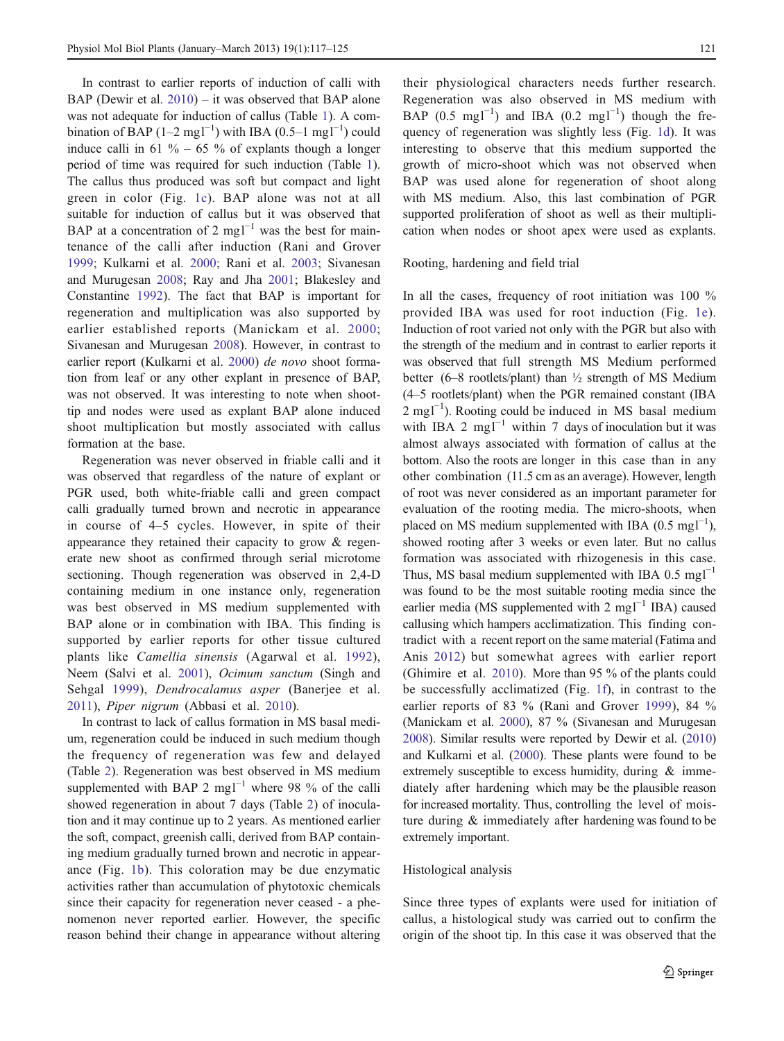In contrast to earlier reports of induction of calli with BAP (Dewir et al. 2010) – it was observed that BAP alone was not adequate for induction of callus (Table 1). A combination of BAP (1–2 $mgl^{-1}$) with IBA (0.5–1 $mgl^{-1}$) could induce calli in 61 % – 65 % of explants though a longer period of time was required for such induction (Table 1). The callus thus produced was soft but compact and light green in color (Fig. 1c). BAP alone was not at all suitable for induction of callus but it was observed that BAP at a concentration of 2 $mgl^{-1}$ was the best for maintenance of the calli after induction (Rani and Grover 1999; Kulkarni et al. 2000; Rani et al. 2003; Sivanesan and Murugesan 2008; Ray and Jha 2001; Blakesley and Constantine 1992). The fact that BAP is important for regeneration and multiplication was also supported by earlier established reports (Manickam et al. 2000; Sivanesan and Murugesan 2008). However, in contrast to earlier report (Kulkarni et al. 2000) *de novo* shoot formation from leaf or any other explant in presence of BAP, was not observed. It was interesting to note when shoot-tip and nodes were used as explant BAP alone induced shoot multiplication but mostly associated with callus formation at the base.

Regeneration was never observed in friable calli and it was observed that regardless of the nature of explant or PGR used, both white-friable calli and green compact calli gradually turned brown and necrotic in appearance in course of 4–5 cycles. However, in spite of their appearance they retained their capacity to grow & regenerate new shoot as confirmed through serial microtome sectioning. Though regeneration was observed in 2,4-D containing medium in one instance only, regeneration was best observed in MS medium supplemented with BAP alone or in combination with IBA. This finding is supported by earlier reports for other tissue cultured plants like *Camellia sinensis* (Agarwal et al. 1992), Neem (Salvi et al. 2001), *Ocimum sanctum* (Singh and Sehgal 1999), *Dendrocalamus asper* (Banerjee et al. 2011), *Piper nigrum* (Abbasi et al. 2010).

In contrast to lack of callus formation in MS basal medium, regeneration could be induced in such medium though the frequency of regeneration was few and delayed (Table 2). Regeneration was best observed in MS medium supplemented with BAP 2 $mgl^{-1}$ where 98 % of the calli showed regeneration in about 7 days (Table 2) of inoculation and it may continue up to 2 years. As mentioned earlier the soft, compact, greenish calli, derived from BAP containing medium gradually turned brown and necrotic in appearance (Fig. 1b). This coloration may be due enzymatic activities rather than accumulation of phytotoxic chemicals since their capacity for regeneration never ceased - a phenomenon never reported earlier. However, the specific reason behind their change in appearance without altering their physiological characters needs further research. Regeneration was also observed in MS medium with BAP (0.5 $mgl^{-1}$) and IBA (0.2 $mgl^{-1}$) though the frequency of regeneration was slightly less (Fig. 1d). It was interesting to observe that this medium supported the growth of micro-shoot which was not observed when BAP was used alone for regeneration of shoot along with MS medium. Also, this last combination of PGR supported proliferation of shoot as well as their multiplication when nodes or shoot apex were used as explants.

### Rooting, hardening and field trial

In all the cases, frequency of root initiation was 100 % provided IBA was used for root induction (Fig. 1e). Induction of root varied not only with the PGR but also with the strength of the medium and in contrast to earlier reports it was observed that full strength MS Medium performed better (6–8 rootlets/plant) than ½ strength of MS Medium (4–5 rootlets/plant) when the PGR remained constant (IBA 2 $mgl^{-1}$). Rooting could be induced in MS basal medium with IBA 2 $mgl^{-1}$ within 7 days of inoculation but it was almost always associated with formation of callus at the bottom. Also the roots are longer in this case than in any other combination (11.5 cm as an average). However, length of root was never considered as an important parameter for evaluation of the rooting media. The micro-shoots, when placed on MS medium supplemented with IBA (0.5 $mgl^{-1}$), showed rooting after 3 weeks or even later. But no callus formation was associated with rhizogenesis in this case. Thus, MS basal medium supplemented with IBA 0.5 $mgl^{-1}$ was found to be the most suitable rooting media since the earlier media (MS supplemented with 2 $mgl^{-1}$ IBA) caused callusing which hampers acclimatization. This finding contradict with a recent report on the same material (Fatima and Anis 2012) but somewhat agrees with earlier report (Ghimire et al. 2010). More than 95 % of the plants could be successfully acclimatized (Fig. 1f), in contrast to the earlier reports of 83 % (Rani and Grover 1999), 84 % (Manickam et al. 2000), 87 % (Sivanesan and Murugesan 2008). Similar results were reported by Dewir et al. (2010) and Kulkarni et al. (2000). These plants were found to be extremely susceptible to excess humidity, during & immediately after hardening which may be the plausible reason for increased mortality. Thus, controlling the level of moisture during & immediately after hardening was found to be extremely important.

### Histological analysis

Since three types of explants were used for initiation of callus, a histological study was carried out to confirm the origin of the shoot tip. In this case it was observed that the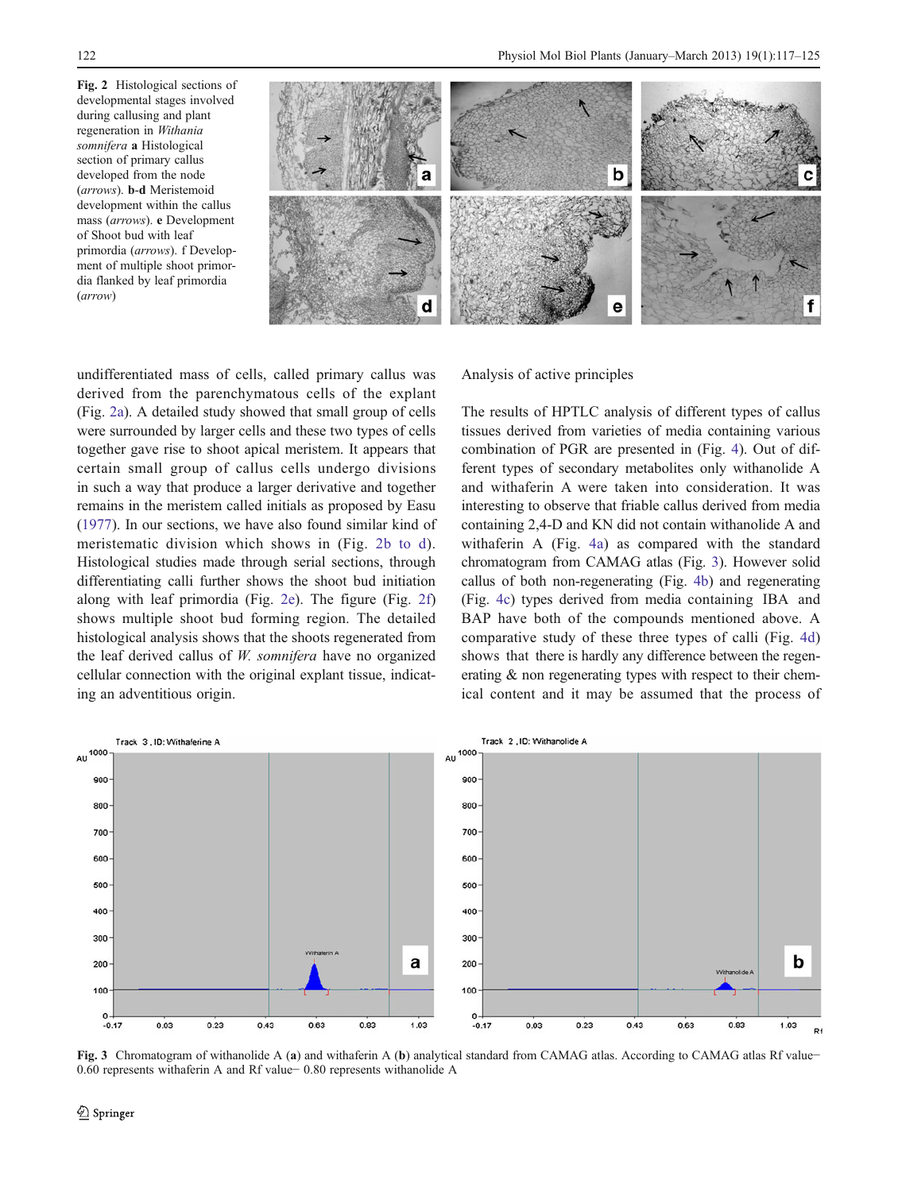**Fig. 2** Histological sections of developmental stages involved during callusing and plant regeneration in *Withania somnifera* **a** Histological section of primary callus developed from the node (*arrows*). **b-d** Meristemoid development within the callus mass (*arrows*). **e** Development of Shoot bud with leaf primordia (*arrows*). f Development of multiple shoot primordia flanked by leaf primordia (*arrow*)

a b c d e f

undifferentiated mass of cells, called primary callus was derived from the parenchymatous cells of the explant (Fig. 2a). A detailed study showed that small group of cells were surrounded by larger cells and these two types of cells together gave rise to shoot apical meristem. It appears that certain small group of callus cells undergo divisions in such a way that produce a larger derivative and together remains in the meristem called initials as proposed by Easu (1977). In our sections, we have also found similar kind of meristematic division which shows in (Fig. 2b to d). Histological studies made through serial sections, through differentiating calli further shows the shoot bud initiation along with leaf primordia (Fig. 2e). The figure (Fig. 2f) shows multiple shoot bud forming region. The detailed histological analysis shows that the shoots regenerated from the leaf derived callus of *W. somnifera* have no organized cellular connection with the original explant tissue, indicating an adventitious origin.

Analysis of active principles

The results of HPTLC analysis of different types of callus tissues derived from varieties of media containing various combination of PGR are presented in (Fig. 4). Out of different types of secondary metabolites only withanolide A and withaferin A were taken into consideration. It was interesting to observe that friable callus derived from media containing 2,4-D and KN did not contain withanolide A and withaferin A (Fig. 4a) as compared with the standard chromatogram from CAMAG atlas (Fig. 3). However solid callus of both non-regenerating (Fig. 4b) and regenerating (Fig. 4c) types derived from media containing IBA and BAP have both of the compounds mentioned above. A comparative study of these three types of calli (Fig. 4d) shows that there is hardly any difference between the regenerating & non regenerating types with respect to their chemical content and it may be assumed that the process of

Track 3, ID: Withaferine A

AU 1000 900 800 700 600 500 400 300 200 100 0

-0.17 0.03 0.23 0.43 0.63 0.83 1.03

Withaferin A

a

Track 2, ID: Withanolide A

AU 1000 900 800 700 600 500 400 300 200 100 0

-0.17 0.03 0.23 0.43 0.63 0.83 1.03 Rf

Withanolide A

b

**Fig. 3** Chromatogram of withanolide A (**a**) and withaferin A (**b**) analytical standard from CAMAG atlas. According to CAMAG atlas Rf value− 0.60 represents withaferin A and Rf value− 0.80 represents withanolide A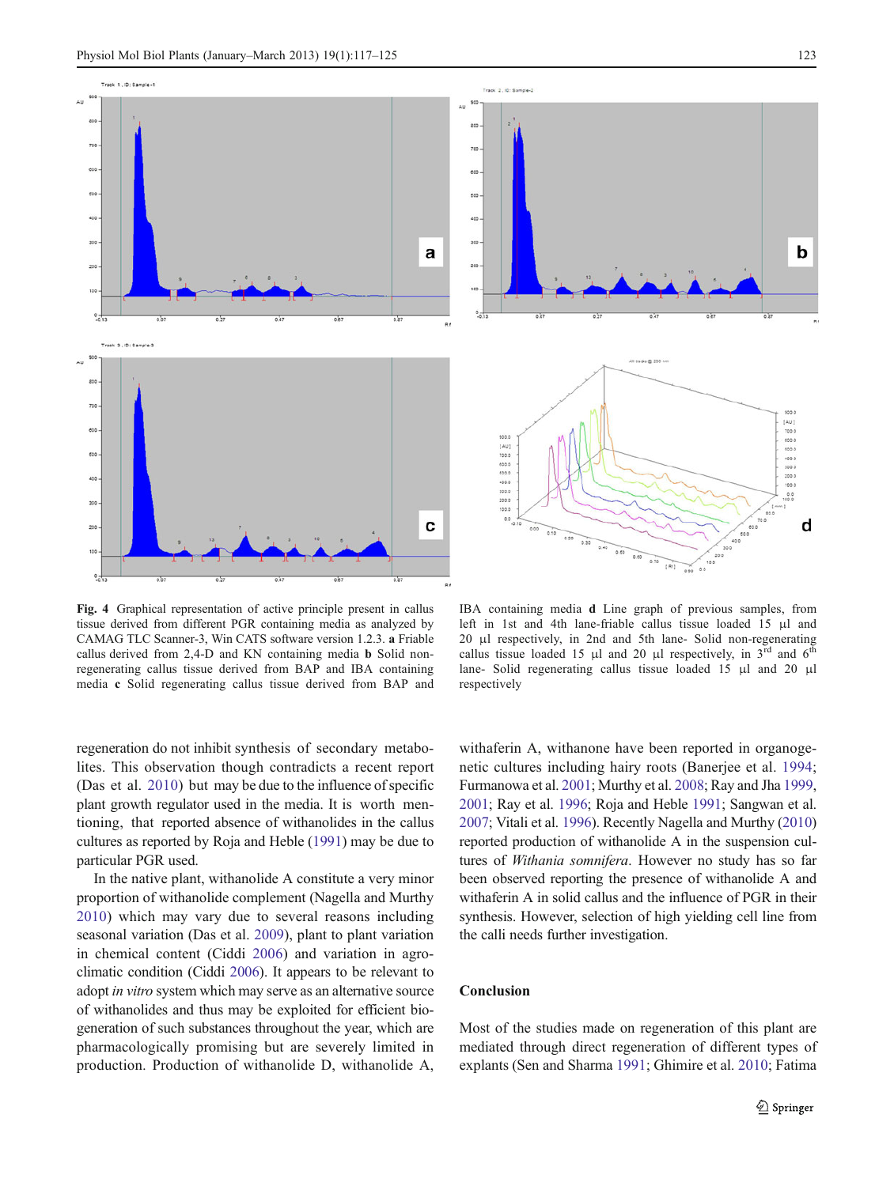Track 1, ID: Sample-1

AU

a

Rf

Track 2, ID: Sample-2

AU

b

Track 3, ID: Sample-3

AU

c

Rf

d

**Fig. 4** Graphical representation of active principle present in callus tissue derived from different PGR containing media as analyzed by CAMAG TLC Scanner-3, Win CATS software version 1.2.3. **a** Friable callus derived from 2,4-D and KN containing media **b** Solid non-regenerating callus tissue derived from BAP and IBA containing media **c** Solid regenerating callus tissue derived from BAP and IBA containing media **d** Line graph of previous samples, from left in 1st and 4th lane-friable callus tissue loaded 15 μl and 20 μl respectively, in 2nd and 5th lane- Solid non-regenerating callus tissue loaded 15 μl and 20 μl respectively, in 3rd and 6th lane- Solid regenerating callus tissue loaded 15 μl and 20 μl respectively

regeneration do not inhibit synthesis of secondary metabolites. This observation though contradicts a recent report (Das et al. 2010) but may be due to the influence of specific plant growth regulator used in the media. It is worth mentioning, that reported absence of withanolides in the callus cultures as reported by Roja and Heble (1991) may be due to particular PGR used.

In the native plant, withanolide A constitute a very minor proportion of withanolide complement (Nagella and Murthy 2010) which may vary due to several reasons including seasonal variation (Das et al. 2009), plant to plant variation in chemical content (Ciddi 2006) and variation in agro-climatic condition (Ciddi 2006). It appears to be relevant to adopt *in vitro* system which may serve as an alternative source of withanolides and thus may be exploited for efficient bio-generation of such substances throughout the year, which are pharmacologically promising but are severely limited in production. Production of withanolide D, withanolide A, withaferin A, withanone have been reported in organogenetic cultures including hairy roots (Banerjee et al. 1994; Furmanowa et al. 2001; Murthy et al. 2008; Ray and Jha 1999, 2001; Ray et al. 1996; Roja and Heble 1991; Sangwan et al. 2007; Vitali et al. 1996). Recently Nagella and Murthy (2010) reported production of withanolide A in the suspension cultures of *Withania somnifera*. However no study has so far been observed reporting the presence of withanolide A and withaferin A in solid callus and the influence of PGR in their synthesis. However, selection of high yielding cell line from the calli needs further investigation.

## Conclusion

Most of the studies made on regeneration of this plant are mediated through direct regeneration of different types of explants (Sen and Sharma 1991; Ghimire et al. 2010; Fatima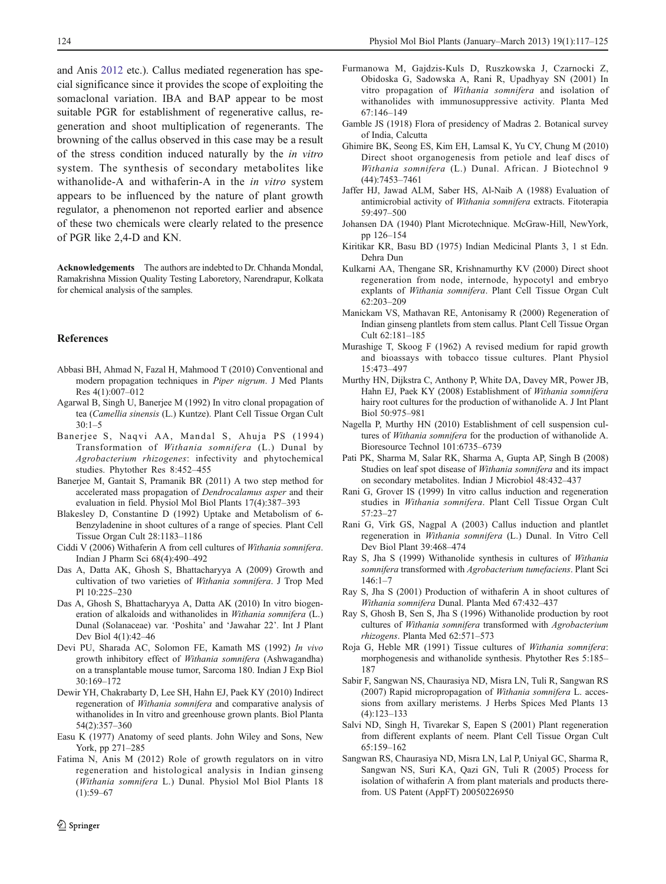and Anis 2012 etc.). Callus mediated regeneration has special significance since it provides the scope of exploiting the somaclonal variation. IBA and BAP appear to be most suitable PGR for establishment of regenerative callus, regeneration and shoot multiplication of regenerants. The browning of the callus observed in this case may be a result of the stress condition induced naturally by the *in vitro* system. The synthesis of secondary metabolites like withanolide-A and withaferin-A in the *in vitro* system appears to be influenced by the nature of plant growth regulator, a phenomenon not reported earlier and absence of these two chemicals were clearly related to the presence of PGR like 2,4-D and KN.

**Acknowledgements** The authors are indebted to Dr. Chhanda Mondal, Ramakrishna Mission Quality Testing Laboretory, Narendrapur, Kolkata for chemical analysis of the samples.

## References

Abbasi BH, Ahmad N, Fazal H, Mahmood T (2010) Conventional and modern propagation techniques in *Piper nigrum*. J Med Plants Res 4(1):007–012

Agarwal B, Singh U, Banerjee M (1992) In vitro clonal propagation of tea (*Camellia sinensis* (L.) Kuntze). Plant Cell Tissue Organ Cult 30:1–5

Banerjee S, Naqvi AA, Mandal S, Ahuja PS (1994) Transformation of *Withania somnifera* (L.) Dunal by *Agrobacterium rhizogenes*: infectivity and phytochemical studies. Phytother Res 8:452–455

Banerjee M, Gantait S, Pramanik BR (2011) A two step method for accelerated mass propagation of *Dendrocalamus asper* and their evaluation in field. Physiol Mol Biol Plants 17(4):387–393

Blakesley D, Constantine D (1992) Uptake and Metabolism of 6-Benzyladenine in shoot cultures of a range of species. Plant Cell Tissue Organ Cult 28:1183–1186

Ciddi V (2006) Withaferin A from cell cultures of *Withania somnifera*. Indian J Pharm Sci 68(4):490–492

Das A, Datta AK, Ghosh S, Bhattacharyya A (2009) Growth and cultivation of two varieties of *Withania somnifera*. J Trop Med Pl 10:225–230

Das A, Ghosh S, Bhattacharyya A, Datta AK (2010) In vitro biogeneration of alkaloids and withanolides in *Withania somnifera* (L.) Dunal (Solanaceae) var. 'Poshita' and 'Jawahar 22'. Int J Plant Dev Biol 4(1):42–46

Devi PU, Sharada AC, Solomon FE, Kamath MS (1992) *In vivo* growth inhibitory effect of *Withania somnifera* (Ashwagandha) on a transplantable mouse tumor, Sarcoma 180. Indian J Exp Biol 30:169–172

Dewir YH, Chakrabarty D, Lee SH, Hahn EJ, Paek KY (2010) Indirect regeneration of *Withania somnifera* and comparative analysis of withanolides in In vitro and greenhouse grown plants. Biol Planta 54(2):357–360

Easu K (1977) Anatomy of seed plants. John Wiley and Sons, New York, pp 271–285

Fatima N, Anis M (2012) Role of growth regulators on in vitro regeneration and histological analysis in Indian ginseng (*Withania somnifera* L.) Dunal. Physiol Mol Biol Plants 18 (1):59–67

Furmanowa M, Gajdzis-Kuls D, Ruszkowska J, Czarnocki Z, Obidoska G, Sadowska A, Rani R, Upadhyay SN (2001) In vitro propagation of *Withania somnifera* and isolation of withanolides with immunosuppressive activity. Planta Med 67:146–149

Gamble JS (1918) Flora of presidency of Madras 2. Botanical survey of India, Calcutta

Ghimire BK, Seong ES, Kim EH, Lamsal K, Yu CY, Chung M (2010) Direct shoot organogenesis from petiole and leaf discs of *Withania somnifera* (L.) Dunal. African. J Biotechnol 9 (44):7453–7461

Jaffer HJ, Jawad ALM, Saber HS, Al-Naib A (1988) Evaluation of antimicrobial activity of *Withania somnifera* extracts. Fitoterapia 59:497–500

Johansen DA (1940) Plant Microtechnique. McGraw-Hill, NewYork, pp 126–154

Kiritikar KR, Basu BD (1975) Indian Medicinal Plants 3, 1 st Edn. Dehra Dun

Kulkarni AA, Thengane SR, Krishnamurthy KV (2000) Direct shoot regeneration from node, internode, hypocotyl and embryo explants of *Withania somnifera*. Plant Cell Tissue Organ Cult 62:203–209

Manickam VS, Mathavan RE, Antonisamy R (2000) Regeneration of Indian ginseng plantlets from stem callus. Plant Cell Tissue Organ Cult 62:181–185

Murashige T, Skoog F (1962) A revised medium for rapid growth and bioassays with tobacco tissue cultures. Plant Physiol 15:473–497

Murthy HN, Dijkstra C, Anthony P, White DA, Davey MR, Power JB, Hahn EJ, Paek KY (2008) Establishment of *Withania somnifera* hairy root cultures for the production of withanolide A. J Int Plant Biol 50:975–981

Nagella P, Murthy HN (2010) Establishment of cell suspension cultures of *Withania somnifera* for the production of withanolide A. Bioresource Technol 101:6735–6739

Pati PK, Sharma M, Salar RK, Sharma A, Gupta AP, Singh B (2008) Studies on leaf spot disease of *Withania somnifera* and its impact on secondary metabolites. Indian J Microbiol 48:432–437

Rani G, Grover IS (1999) In vitro callus induction and regeneration studies in *Withania somnifera*. Plant Cell Tissue Organ Cult 57:23–27

Rani G, Virk GS, Nagpal A (2003) Callus induction and plantlet regeneration in *Withania somnifera* (L.) Dunal. In Vitro Cell Dev Biol Plant 39:468–474

Ray S, Jha S (1999) Withanolide synthesis in cultures of *Withania somnifera* transformed with *Agrobacterium tumefaciens*. Plant Sci 146:1–7

Ray S, Jha S (2001) Production of withaferin A in shoot cultures of *Withania somnifera* Dunal. Planta Med 67:432–437

Ray S, Ghosh B, Sen S, Jha S (1996) Withanolide production by root cultures of *Withania somnifera* transformed with *Agrobacterium rhizogens*. Planta Med 62:571–573

Roja G, Heble MR (1991) Tissue cultures of *Withania somnifera*: morphogenesis and withanolide synthesis. Phytother Res 5:185–187

Sabir F, Sangwan NS, Chaurasiya ND, Misra LN, Tuli R, Sangwan RS (2007) Rapid micropropagation of *Withania somnifera* L. accessions from axillary meristems. J Herbs Spices Med Plants 13 (4):123–133

Salvi ND, Singh H, Tivarekar S, Eapen S (2001) Plant regeneration from different explants of neem. Plant Cell Tissue Organ Cult 65:159–162

Sangwan RS, Chaurasiya ND, Misra LN, Lal P, Uniyal GC, Sharma R, Sangwan NS, Suri KA, Qazi GN, Tuli R (2005) Process for isolation of withaferin A from plant materials and products therefrom. US Patent (AppFT) 20050226950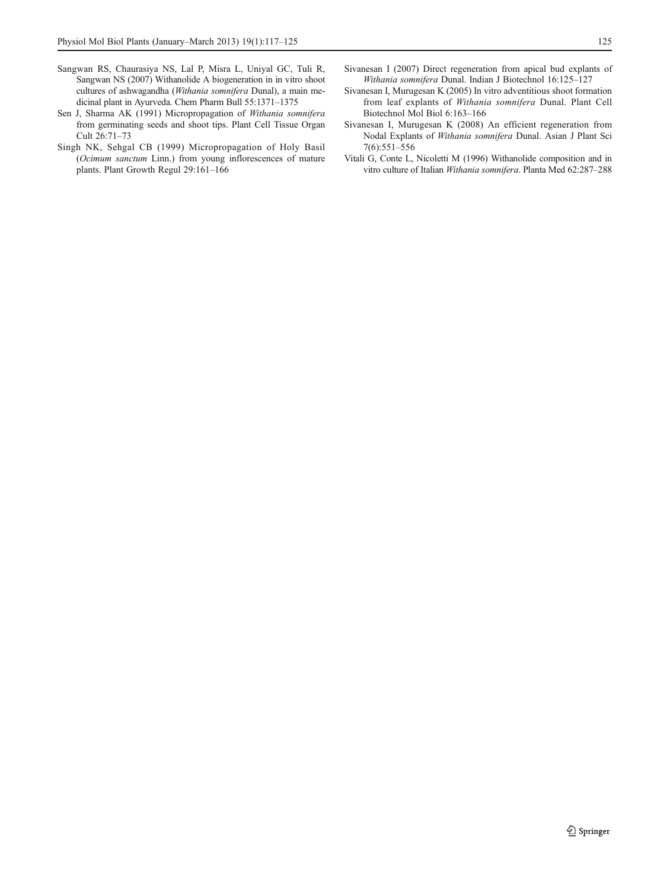Sangwan RS, Chaurasiya NS, Lal P, Misra L, Uniyal GC, Tuli R, Sangwan NS (2007) Withanolide A biogeneration in in vitro shoot cultures of ashwagandha (*Withania somnifera* Dunal), a main medicinal plant in Ayurveda. Chem Pharm Bull 55:1371–1375

Sen J, Sharma AK (1991) Micropropagation of *Withania somnifera* from germinating seeds and shoot tips. Plant Cell Tissue Organ Cult 26:71–73

Singh NK, Sehgal CB (1999) Micropropagation of Holy Basil (*Ocimum sanctum* Linn.) from young inflorescences of mature plants. Plant Growth Regul 29:161–166

Sivanesan I (2007) Direct regeneration from apical bud explants of *Withania somnifera* Dunal. Indian J Biotechnol 16:125–127

Sivanesan I, Murugesan K (2005) In vitro adventitious shoot formation from leaf explants of *Withania somnifera* Dunal. Plant Cell Biotechnol Mol Biol 6:163–166

Sivanesan I, Murugesan K (2008) An efficient regeneration from Nodal Explants of *Withania somnifera* Dunal. Asian J Plant Sci 7(6):551–556

Vitali G, Conte L, Nicoletti M (1996) Withanolide composition and in vitro culture of Italian *Withania somnifera*. Planta Med 62:287–288